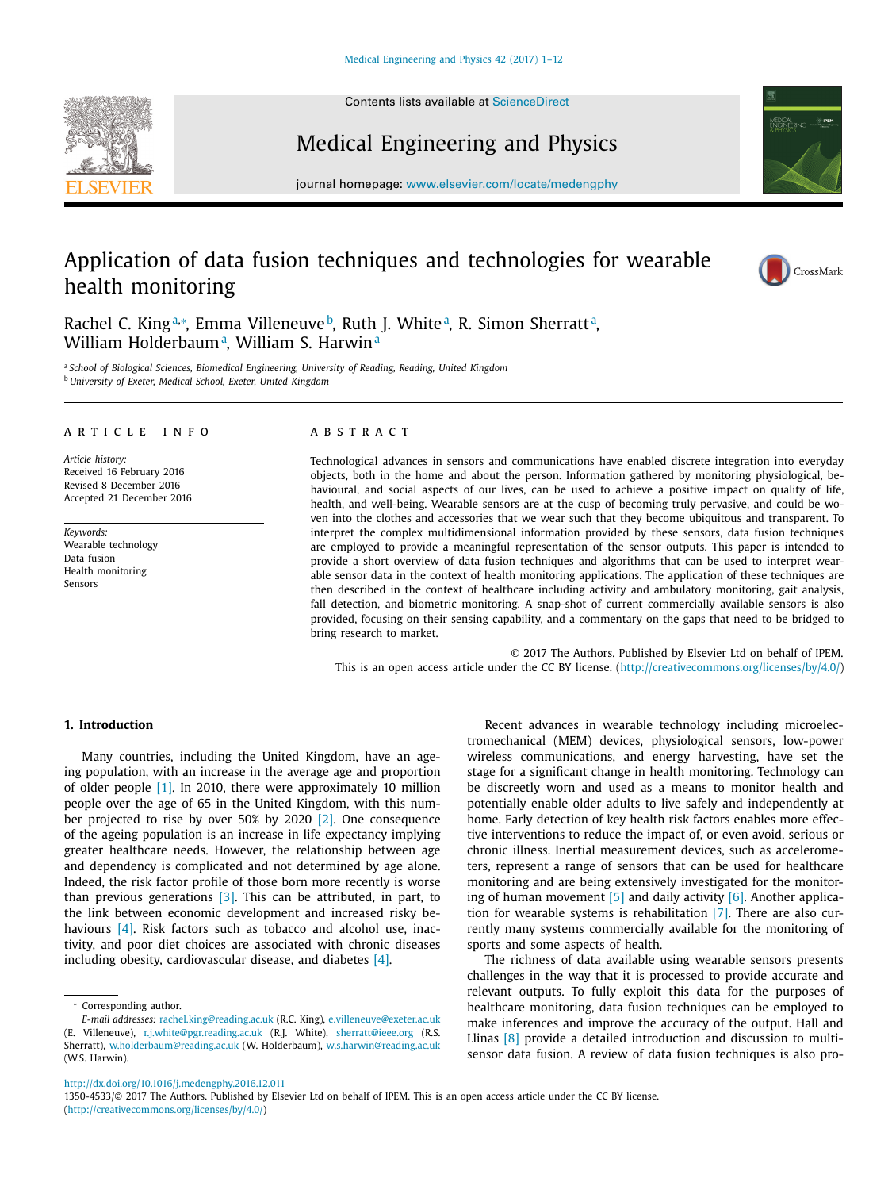# Application of data fusion techniques and technologies for wearable health monitoring

Rachel C. King[a,*], Emma Villeneuve[b], Ruth J. White[a], R. Simon Sherratt[a], William Holderbaum[a], William S. Harwin[a]

[a] School of Biological Sciences, Biomedical Engineering, University of Reading, Reading, United Kingdom
[b] University of Exeter, Medical School, Exeter, United Kingdom

**ARTICLE INFO**

*Article history:*
Received 16 February 2016
Revised 8 December 2016
Accepted 21 December 2016

*Keywords:*
Wearable technology
Data fusion
Health monitoring
Sensors

**ABSTRACT**

Technological advances in sensors and communications have enabled discrete integration into everyday objects, both in the home and about the person. Information gathered by monitoring physiological, behavioural, and social aspects of our lives, can be used to achieve a positive impact on quality of life, health, and well-being. Wearable sensors are at the cusp of becoming truly pervasive, and could be woven into the clothes and accessories that we wear such that they become ubiquitous and transparent. To interpret the complex multidimensional information provided by these sensors, data fusion techniques are employed to provide a meaningful representation of the sensor outputs. This paper is intended to provide a short overview of data fusion techniques and algorithms that can be used to interpret wearable sensor data in the context of health monitoring applications. The application of these techniques are then described in the context of healthcare including activity and ambulatory monitoring, gait analysis, fall detection, and biometric monitoring. A snap-shot of current commercially available sensors is also provided, focusing on their sensing capability, and a commentary on the gaps that need to be bridged to bring research to market.

© 2017 The Authors. Published by Elsevier Ltd on behalf of IPEM.
This is an open access article under the CC BY license. (http://creativecommons.org/licenses/by/4.0/)

## 1. Introduction

Many countries, including the United Kingdom, have an ageing population, with an increase in the average age and proportion of older people [1]. In 2010, there were approximately 10 million people over the age of 65 in the United Kingdom, with this number projected to rise by over 50% by 2020 [2]. One consequence of the ageing population is an increase in life expectancy implying greater healthcare needs. However, the relationship between age and dependency is complicated and not determined by age alone. Indeed, the risk factor profile of those born more recently is worse than previous generations [3]. This can be attributed, in part, to the link between economic development and increased risky behaviours [4]. Risk factors such as tobacco and alcohol use, inactivity, and poor diet choices are associated with chronic diseases including obesity, cardiovascular disease, and diabetes [4].

Recent advances in wearable technology including microelectromechanical (MEM) devices, physiological sensors, low-power wireless communications, and energy harvesting, have set the stage for a significant change in health monitoring. Technology can be discreetly worn and used as a means to monitor health and potentially enable older adults to live safely and independently at home. Early detection of key health risk factors enables more effective interventions to reduce the impact of, or even avoid, serious or chronic illness. Inertial measurement devices, such as accelerometers, represent a range of sensors that can be used for healthcare monitoring and are being extensively investigated for the monitoring of human movement [5] and daily activity [6]. Another application for wearable systems is rehabilitation [7]. There are also currently many systems commercially available for the monitoring of sports and some aspects of health.

The richness of data available using wearable sensors presents challenges in the way that it is processed to provide accurate and relevant outputs. To fully exploit this data for the purposes of healthcare monitoring, data fusion techniques can be employed to make inferences and improve the accuracy of the output. Hall and Llinas [8] provide a detailed introduction and discussion to multisensor data fusion. A review of data fusion techniques is also pro-

* Corresponding author.
*E-mail addresses:* rachel.king@reading.ac.uk (R.C. King), e.villeneuve@exeter.ac.uk (E. Villeneuve), r.j.white@pgr.reading.ac.uk (R.J. White), sherratt@ieee.org (R.S. Sherratt), w.holderbaum@reading.ac.uk (W. Holderbaum), w.s.harwin@reading.ac.uk (W.S. Harwin).

http://dx.doi.org/10.1016/j.medengphy.2016.12.011
1350-4533/© 2017 The Authors. Published by Elsevier Ltd on behalf of IPEM. This is an open access article under the CC BY license. (http://creativecommons.org/licenses/by/4.0/)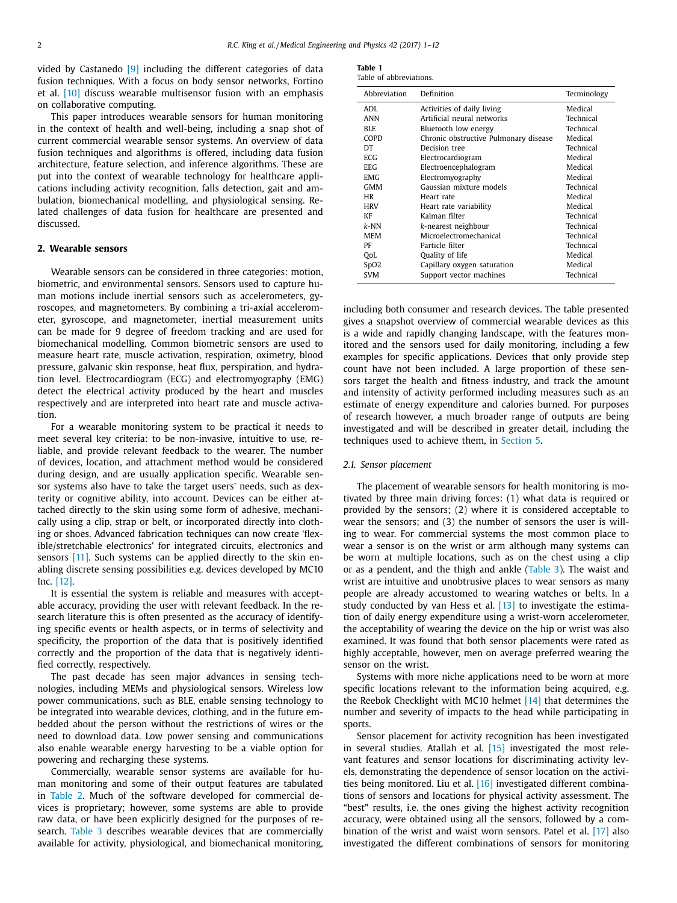vided by Castanedo [9] including the different categories of data fusion techniques. With a focus on body sensor networks, Fortino et al. [10] discuss wearable multisensor fusion with an emphasis on collaborative computing.

This paper introduces wearable sensors for human monitoring in the context of health and well-being, including a snap shot of current commercial wearable sensor systems. An overview of data fusion techniques and algorithms is offered, including data fusion architecture, feature selection, and inference algorithms. These are put into the context of wearable technology for healthcare applications including activity recognition, falls detection, gait and ambulation, biomechanical modelling, and physiological sensing. Related challenges of data fusion for healthcare are presented and discussed.

## 2. Wearable sensors

Wearable sensors can be considered in three categories: motion, biometric, and environmental sensors. Sensors used to capture human motions include inertial sensors such as accelerometers, gyroscopes, and magnetometers. By combining a tri-axial accelerometer, gyroscope, and magnetometer, inertial measurement units can be made for 9 degree of freedom tracking and are used for biomechanical modelling. Common biometric sensors are used to measure heart rate, muscle activation, respiration, oximetry, blood pressure, galvanic skin response, heat flux, perspiration, and hydration level. Electrocardiogram (ECG) and electromyography (EMG) detect the electrical activity produced by the heart and muscles respectively and are interpreted into heart rate and muscle activation.

For a wearable monitoring system to be practical it needs to meet several key criteria: to be non-invasive, intuitive to use, reliable, and provide relevant feedback to the wearer. The number of devices, location, and attachment method would be considered during design, and are usually application specific. Wearable sensor systems also have to take the target users' needs, such as dexterity or cognitive ability, into account. Devices can be either attached directly to the skin using some form of adhesive, mechanically using a clip, strap or belt, or incorporated directly into clothing or shoes. Advanced fabrication techniques can now create 'flexible/stretchable electronics' for integrated circuits, electronics and sensors [11]. Such systems can be applied directly to the skin enabling discrete sensing possibilities e.g. devices developed by MC10 Inc. [12].

It is essential the system is reliable and measures with acceptable accuracy, providing the user with relevant feedback. In the research literature this is often presented as the accuracy of identifying specific events or health aspects, or in terms of selectivity and specificity, the proportion of the data that is positively identified correctly and the proportion of the data that is negatively identified correctly, respectively.

The past decade has seen major advances in sensing technologies, including MEMs and physiological sensors. Wireless low power communications, such as BLE, enable sensing technology to be integrated into wearable devices, clothing, and in the future embedded about the person without the restrictions of wires or the need to download data. Low power sensing and communications also enable wearable energy harvesting to be a viable option for powering and recharging these systems.

Commercially, wearable sensor systems are available for human monitoring and some of their output features are tabulated in Table 2. Much of the software developed for commercial devices is proprietary; however, some systems are able to provide raw data, or have been explicitly designed for the purposes of research. Table 3 describes wearable devices that are commercially available for activity, physiological, and biomechanical monitoring, including both consumer and research devices. The table presented gives a snapshot overview of commercial wearable devices as this is a wide and rapidly changing landscape, with the features monitored and the sensors used for daily monitoring, including a few examples for specific applications. Devices that only provide step count have not been included. A large proportion of these sensors target the health and fitness industry, and track the amount and intensity of activity performed including measures such as an estimate of energy expenditure and calories burned. For purposes of research however, a much broader range of outputs are being investigated and will be described in greater detail, including the techniques used to achieve them, in Section 5.

**Table 1**
Table of abbreviations.

| Abbreviation | Definition | Terminology |
|---|---|---|
| ADL | Activities of daily living | Medical |
| ANN | Artificial neural networks | Technical |
| BLE | Bluetooth low energy | Technical |
| COPD | Chronic obstructive Pulmonary disease | Medical |
| DT | Decision tree | Technical |
| ECG | Electrocardiogram | Medical |
| EEG | Electroencephalogram | Medical |
| EMG | Electromyography | Medical |
| GMM | Gaussian mixture models | Technical |
| HR | Heart rate | Medical |
| HRV | Heart rate variability | Medical |
| KF | Kalman filter | Technical |
| *k*-NN | *k*-nearest neighbour | Technical |
| MEM | Microelectromechanical | Technical |
| PF | Particle filter | Technical |
| QoL | Quality of life | Medical |
| SpO2 | Capillary oxygen saturation | Medical |
| SVM | Support vector machines | Technical |

### 2.1. Sensor placement

The placement of wearable sensors for health monitoring is motivated by three main driving forces: (1) what data is required or provided by the sensors; (2) where it is considered acceptable to wear the sensors; and (3) the number of sensors the user is willing to wear. For commercial systems the most common place to wear a sensor is on the wrist or arm although many systems can be worn at multiple locations, such as on the chest using a clip or as a pendent, and the thigh and ankle (Table 3). The waist and wrist are intuitive and unobtrusive places to wear sensors as many people are already accustomed to wearing watches or belts. In a study conducted by van Hess et al. [13] to investigate the estimation of daily energy expenditure using a wrist-worn accelerometer, the acceptability of wearing the device on the hip or wrist was also examined. It was found that both sensor placements were rated as highly acceptable, however, men on average preferred wearing the sensor on the wrist.

Systems with more niche applications need to be worn at more specific locations relevant to the information being acquired, e.g. the Reebok Checklight with MC10 helmet [14] that determines the number and severity of impacts to the head while participating in sports.

Sensor placement for activity recognition has been investigated in several studies. Atallah et al. [15] investigated the most relevant features and sensor locations for discriminating activity levels, demonstrating the dependence of sensor location on the activities being monitored. Liu et al. [16] investigated different combinations of sensors and locations for physical activity assessment. The "best" results, i.e. the ones giving the highest activity recognition accuracy, were obtained using all the sensors, followed by a combination of the wrist and waist worn sensors. Patel et al. [17] also investigated the different combinations of sensors for monitoring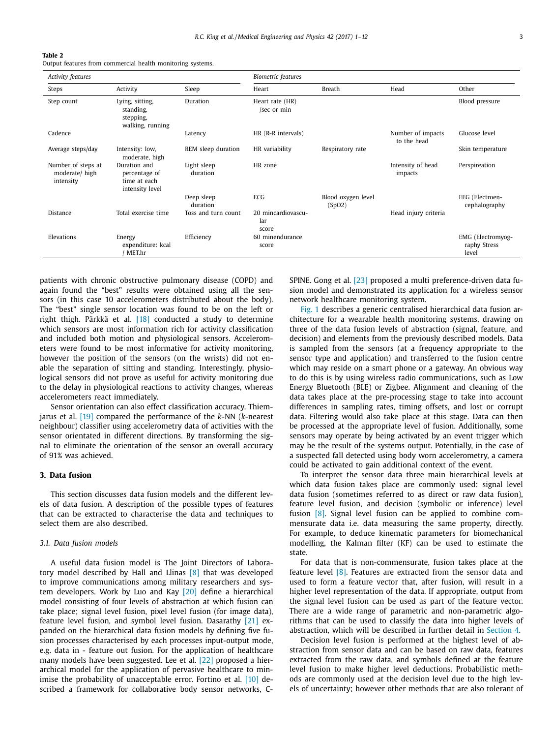**Table 2**
Output features from commercial health monitoring systems.

| Activity features | | | Biometric features | | | |
|---|---|---|---|---|---|---|
| Steps | Activity | Sleep | Heart | Breath | Head | Other |
| Step count | Lying, sitting, standing, stepping, walking, running | Duration | Heart rate (HR) /sec or min | | | Blood pressure |
| Cadence | | Latency | HR (R-R intervals) | | Number of impacts to the head | Glucose level |
| Average steps/day | Intensity: low, moderate, high | REM sleep duration | HR variability | Respiratory rate | | Skin temperature |
| Number of steps at moderate/ high intensity | Duration and percentage of time at each intensity level | Light sleep duration | HR zone | | Intensity of head impacts | Perspireation |
| | | Deep sleep duration | ECG | Blood oxygen level (SpO2) | | EEG (Electroen-cephalography |
| Distance | Total exercise time | Toss and turn count | 20 mincardiovascu-lar score | | Head injury criteria | |
| Elevations | Energy expenditure: kcal / MET.hr | Efficiency | 60 minendurance score | | | EMG (Electromyog-raphy Stress level |

patients with chronic obstructive pulmonary disease (COPD) and again found the "best" results were obtained using all the sensors (in this case 10 accelerometers distributed about the body). The "best" single sensor location was found to be on the left or right thigh. Pärkkä et al. [18] conducted a study to determine which sensors are most information rich for activity classification and included both motion and physiological sensors. Accelerometers were found to be most informative for activity monitoring, however the position of the sensors (on the wrists) did not enable the separation of sitting and standing. Interestingly, physiological sensors did not prove as useful for activity monitoring due to the delay in physiological reactions to activity changes, whereas accelerometers react immediately.

Sensor orientation can also effect classification accuracy. Thiemjarus et al. [19] compared the performance of the *k*-NN (*k*-nearest neighbour) classifier using accelerometry data of activities with the sensor orientated in different directions. By transforming the signal to eliminate the orientation of the sensor an overall accuracy of 91% was achieved.

## 3. Data fusion

This section discusses data fusion models and the different levels of data fusion. A description of the possible types of features that can be extracted to characterise the data and techniques to select them are also described.

### 3.1. Data fusion models

A useful data fusion model is The Joint Directors of Laboratory model described by Hall and Llinas [8] that was developed to improve communications among military researchers and system developers. Work by Luo and Kay [20] define a hierarchical model consisting of four levels of abstraction at which fusion can take place; signal level fusion, pixel level fusion (for image data), feature level fusion, and symbol level fusion. Dasarathy [21] expanded on the hierarchical data fusion models by defining five fusion processes characterised by each processes input-output mode, e.g. data in - feature out fusion. For the application of healthcare many models have been suggested. Lee et al. [22] proposed a hierarchical model for the application of pervasive healthcare to minimise the probability of unacceptable error. Fortino et al. [10] described a framework for collaborative body sensor networks, C-SPINE. Gong et al. [23] proposed a multi preference-driven data fusion model and demonstrated its application for a wireless sensor network healthcare monitoring system.

Fig. 1 describes a generic centralised hierarchical data fusion architecture for a wearable health monitoring systems, drawing on three of the data fusion levels of abstraction (signal, feature, and decision) and elements from the previously described models. Data is sampled from the sensors (at a frequency appropriate to the sensor type and application) and transferred to the fusion centre which may reside on a smart phone or a gateway. An obvious way to do this is by using wireless radio communications, such as Low Energy Bluetooth (BLE) or Zigbee. Alignment and cleaning of the data takes place at the pre-processing stage to take into account differences in sampling rates, timing offsets, and lost or corrupt data. Filtering would also take place at this stage. Data can then be processed at the appropriate level of fusion. Additionally, some sensors may operate by being activated by an event trigger which may be the result of the systems output. Potentially, in the case of a suspected fall detected using body worn accelerometry, a camera could be activated to gain additional context of the event.

To interpret the sensor data three main hierarchical levels at which data fusion takes place are commonly used: signal level data fusion (sometimes referred to as direct or raw data fusion), feature level fusion, and decision (symbolic or inference) level fusion [8]. Signal level fusion can be applied to combine commensurate data i.e. data measuring the same property, directly. For example, to deduce kinematic parameters for biomechanical modelling, the Kalman filter (KF) can be used to estimate the state.

For data that is non-commensurate, fusion takes place at the feature level [8]. Features are extracted from the sensor data and used to form a feature vector that, after fusion, will result in a higher level representation of the data. If appropriate, output from the signal level fusion can be used as part of the feature vector. There are a wide range of parametric and non-parametric algorithms that can be used to classify the data into higher levels of abstraction, which will be described in further detail in Section 4.

Decision level fusion is performed at the highest level of abstraction from sensor data and can be based on raw data, features extracted from the raw data, and symbols defined at the feature level fusion to make higher level deductions. Probabilistic methods are commonly used at the decision level due to the high levels of uncertainty; however other methods that are also tolerant of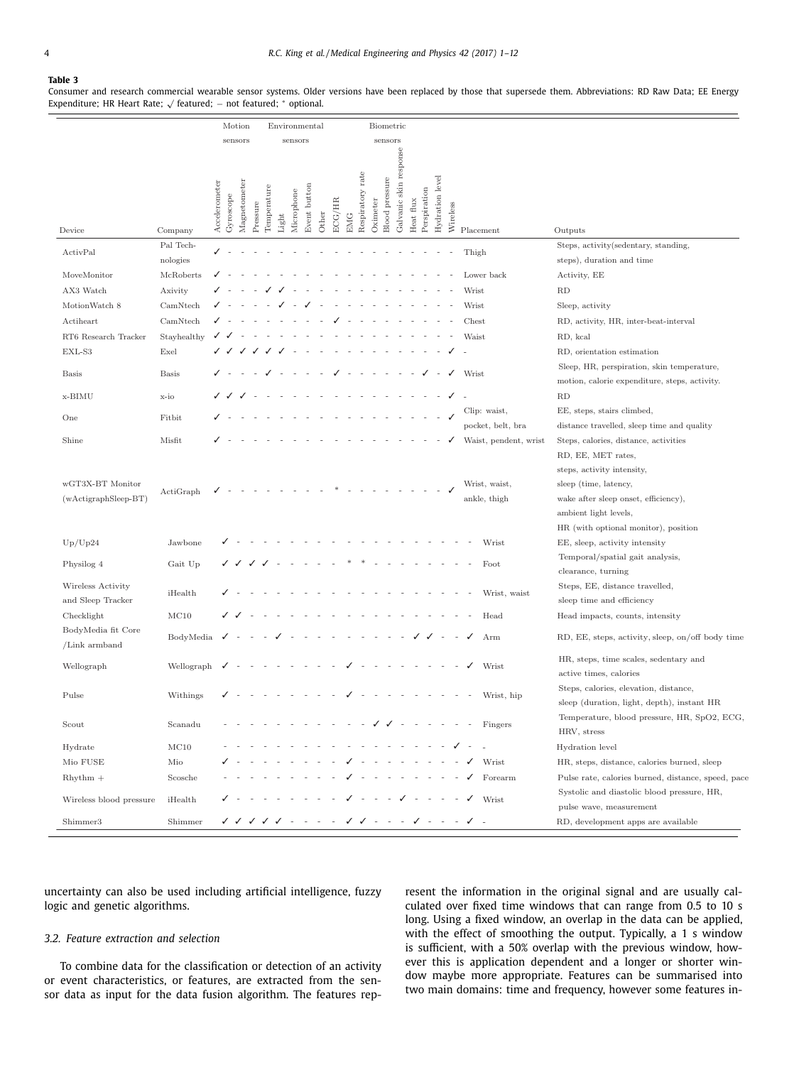**Table 3**

Consumer and research commercial wearable sensor systems. Older versions have been replaced by those that supersede them. Abbreviations: RD Raw Data; EE Energy Expenditure; HR Heart Rate; ✓ featured; – not featured; * optional.

| | | Motion sensors | | | Environmental sensors | | | | | | Biometric sensors | | | | | | | | | | | |
|---|---|---|---|---|---|---|---|---|---|---|---|---|---|---|---|---|---|---|---|---|---|---|
| Device | Company | Accelerometer | Gyroscope | Magnetometer | Pressure | Temperature | Light | Microphone | Event button | Other | ECG/HR | EMG | Respiratory rate | Oximeter | Blood pressure | Galvanic skin response | Heat flux | Perspiration | Hydration level | Wireless | Placement | Outputs |
| ActivPal | Pal Technologies | ✓ | - | - | - | - | - | - | - | - | - | - | - | - | - | - | - | - | - | - | Thigh | Steps, activity(sedentary, standing, steps), duration and time |
| MoveMonitor | McRoberts | ✓ | - | - | - | - | - | - | - | - | - | - | - | - | - | - | - | - | - | - | Lower back | Activity, EE |
| AX3 Watch | Axivity | ✓ | - | - | - | ✓ | ✓ | - | - | - | - | - | - | - | - | - | - | - | - | - | Wrist | RD |
| MotionWatch 8 | CamNtech | ✓ | - | - | - | - | ✓ | - | ✓ | - | - | - | - | - | - | - | - | - | - | - | Wrist | Sleep, activity |
| Actiheart | CamNtech | ✓ | - | - | - | - | - | - | - | - | ✓ | - | - | - | - | - | - | - | - | - | Chest | RD, activity, HR, inter-beat-interval |
| RT6 Research Tracker | Stayhealthy | ✓ | ✓ | - | - | - | - | - | - | - | - | - | - | - | - | - | - | - | - | - | Waist | RD, kcal |
| EXL-S3 | Exel | ✓ | ✓ | ✓ | ✓ | ✓ | ✓ | - | - | - | - | - | - | - | - | - | - | - | - | ✓ | - | RD, orientation estimation |
| Basis | Basis | ✓ | - | - | - | ✓ | - | - | - | - | ✓ | - | - | - | - | - | - | ✓ | - | ✓ | Wrist | Sleep, HR, perspiration, skin temperature, motion, calorie expenditure, steps, activity. |
| x-BIMU | x-io | ✓ | ✓ | ✓ | - | - | - | - | - | - | - | - | - | - | - | - | - | - | - | ✓ | - | RD |
| One | Fitbit | ✓ | - | - | - | - | - | - | - | - | - | - | - | - | - | - | - | - | - | ✓ | Clip: waist, pocket, belt, bra | EE, steps, stairs climbed, distance travelled, sleep time and quality |
| Shine | Misfit | ✓ | - | - | - | - | - | - | - | - | - | - | - | - | - | - | - | - | - | ✓ | Waist, pendent, wrist | Steps, calories, distance, activities |
| wGT3X-BT Monitor (wActigraphSleep-BT) | ActiGraph | ✓ | - | - | - | - | - | - | - | - | * | - | - | - | - | - | - | - | - | ✓ | Wrist, waist, ankle, thigh | RD, EE, MET rates, steps, activity intensity, sleep (time, latency, wake after sleep onset, efficiency), ambient light levels, HR (with optional monitor), position |
| Up/Up24 | Jawbone | ✓ | - | - | - | - | - | - | - | - | - | - | - | - | - | - | - | - | - | - | Wrist | EE, sleep, activity intensity |
| Physilog 4 | Gait Up | ✓ | ✓ | ✓ | ✓ | - | - | - | - | - | * | * | - | - | - | - | - | - | - | - | Foot | Temporal/spatial gait analysis, clearance, turning |
| Wireless Activity and Sleep Tracker | iHealth | ✓ | - | - | - | - | - | - | - | - | - | - | - | - | - | - | - | - | - | - | Wrist, waist | Steps, EE, distance travelled, sleep time and efficiency |
| Checklight | MC10 | ✓ | ✓ | - | - | - | - | - | - | - | - | - | - | - | - | - | - | - | - | - | Head | Head impacts, counts, intensity |
| BodyMedia fit Core /Link armband | BodyMedia | ✓ | - | - | - | ✓ | - | - | - | - | - | - | - | - | - | ✓ | ✓ | - | - | ✓ | Arm | RD, EE, steps, activity, sleep, on/off body time |
| Wellograph | Wellograph | ✓ | - | - | - | - | - | - | - | - | ✓ | - | - | - | - | - | - | - | - | ✓ | Wrist | HR, steps, time scales, sedentary and active times, calories |
| Pulse | Withings | ✓ | - | - | - | - | - | - | - | - | ✓ | - | - | - | - | - | - | - | - | - | Wrist, hip | Steps, calories, elevation, distance, sleep (duration, light, depth), instant HR |
| Scout | Scanadu | - | - | - | - | - | - | - | - | - | - | - | - | ✓ | ✓ | - | - | - | - | - | Fingers | Temperature, blood pressure, HR, SpO2, ECG, HRV, stress |
| Hydrate | MC10 | - | - | - | - | - | - | - | - | - | - | - | - | - | - | - | - | - | ✓ | - | - | Hydration level |
| Mio FUSE | Mio | ✓ | - | - | - | - | - | - | - | - | ✓ | - | - | - | - | - | - | - | - | ✓ | Wrist | HR, steps, distance, calories burned, sleep |
| Rhythm + | Scosche | - | - | - | - | - | - | - | - | - | ✓ | - | - | - | - | - | - | - | - | ✓ | Forearm | Pulse rate, calories burned, distance, speed, pace |
| Wireless blood pressure | iHealth | ✓ | - | - | - | - | - | - | - | - | ✓ | - | - | - | ✓ | - | - | - | - | ✓ | Wrist | Systolic and diastolic blood pressure, HR, pulse wave, measurement |
| Shimmer3 | Shimmer | ✓ | ✓ | ✓ | ✓ | ✓ | - | - | - | - | ✓ | ✓ | - | - | - | ✓ | - | - | - | ✓ | - | RD, development apps are available |

uncertainty can also be used including artificial intelligence, fuzzy logic and genetic algorithms.

### *3.2. Feature extraction and selection*

To combine data for the classification or detection of an activity or event characteristics, or features, are extracted from the sensor data as input for the data fusion algorithm. The features represent the information in the original signal and are usually calculated over fixed time windows that can range from 0.5 to 10 s long. Using a fixed window, an overlap in the data can be applied, with the effect of smoothing the output. Typically, a 1 s window is sufficient, with a 50% overlap with the previous window, however this is application dependent and a longer or shorter window maybe more appropriate. Features can be summarised into two main domains: time and frequency, however some features in-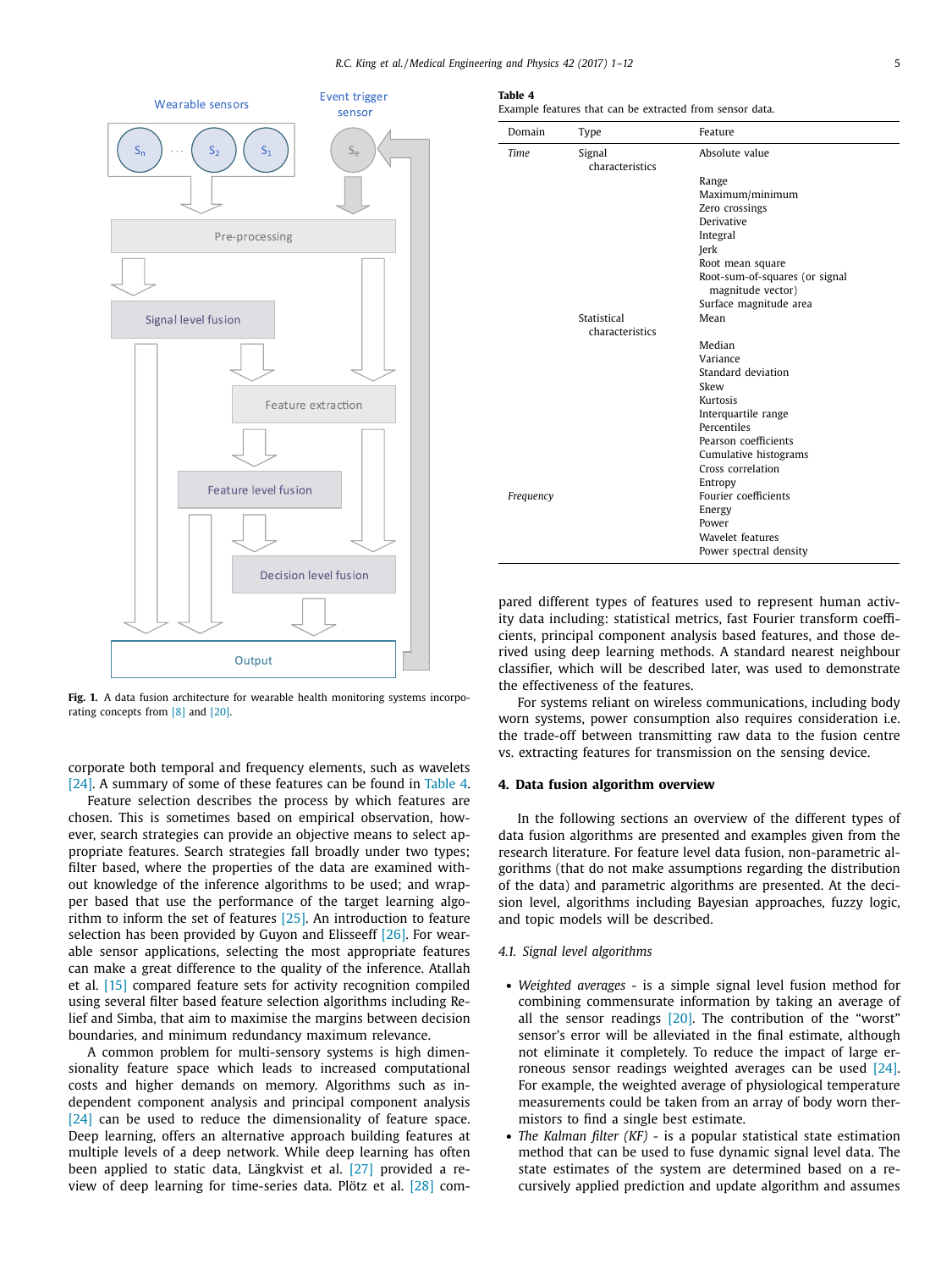Fig. 1. A data fusion architecture for wearable health monitoring systems incorporating concepts from [8] and [20].

corporate both temporal and frequency elements, such as wavelets [24]. A summary of some of these features can be found in Table 4.

Feature selection describes the process by which features are chosen. This is sometimes based on empirical observation, however, search strategies can provide an objective means to select appropriate features. Search strategies fall broadly under two types; filter based, where the properties of the data are examined without knowledge of the inference algorithms to be used; and wrapper based that use the performance of the target learning algorithm to inform the set of features [25]. An introduction to feature selection has been provided by Guyon and Elisseeff [26]. For wearable sensor applications, selecting the most appropriate features can make a great difference to the quality of the inference. Atallah et al. [15] compared feature sets for activity recognition compiled using several filter based feature selection algorithms including Relief and Simba, that aim to maximise the margins between decision boundaries, and minimum redundancy maximum relevance.

A common problem for multi-sensory systems is high dimensionality feature space which leads to increased computational costs and higher demands on memory. Algorithms such as independent component analysis and principal component analysis [24] can be used to reduce the dimensionality of feature space. Deep learning, offers an alternative approach building features at multiple levels of a deep network. While deep learning has often been applied to static data, Längkvist et al. [27] provided a review of deep learning for time-series data. Plötz et al. [28] compared different types of features used to represent human activity data including: statistical metrics, fast Fourier transform coefficients, principal component analysis based features, and those derived using deep learning methods. A standard nearest neighbour classifier, which will be described later, was used to demonstrate the effectiveness of the features.

For systems reliant on wireless communications, including body worn systems, power consumption also requires consideration i.e. the trade-off between transmitting raw data to the fusion centre vs. extracting features for transmission on the sensing device.

**Table 4**
Example features that can be extracted from sensor data.

| Domain | Type | Feature |
|---|---|---|
| *Time* | Signal characteristics | Absolute value |
| | | Range |
| | | Maximum/minimum |
| | | Zero crossings |
| | | Derivative |
| | | Integral |
| | | Jerk |
| | | Root mean square |
| | | Root-sum-of-squares (or signal magnitude vector) |
| | | Surface magnitude area |
| | Statistical characteristics | Mean |
| | | Median |
| | | Variance |
| | | Standard deviation |
| | | Skew |
| | | Kurtosis |
| | | Interquartile range |
| | | Percentiles |
| | | Pearson coefficients |
| | | Cumulative histograms |
| | | Cross correlation |
| | | Entropy |
| *Frequency* | | Fourier coefficients |
| | | Energy |
| | | Power |
| | | Wavelet features |
| | | Power spectral density |

## 4. Data fusion algorithm overview

In the following sections an overview of the different types of data fusion algorithms are presented and examples given from the research literature. For feature level data fusion, non-parametric algorithms (that do not make assumptions regarding the distribution of the data) and parametric algorithms are presented. At the decision level, algorithms including Bayesian approaches, fuzzy logic, and topic models will be described.

### *4.1. Signal level algorithms*

- *Weighted averages* - is a simple signal level fusion method for combining commensurate information by taking an average of all the sensor readings [20]. The contribution of the “worst” sensor's error will be alleviated in the final estimate, although not eliminate it completely. To reduce the impact of large erroneous sensor readings weighted averages can be used [24]. For example, the weighted average of physiological temperature measurements could be taken from an array of body worn thermistors to find a single best estimate.
- *The Kalman filter (KF)* - is a popular statistical state estimation method that can be used to fuse dynamic signal level data. The state estimates of the system are determined based on a recursively applied prediction and update algorithm and assumes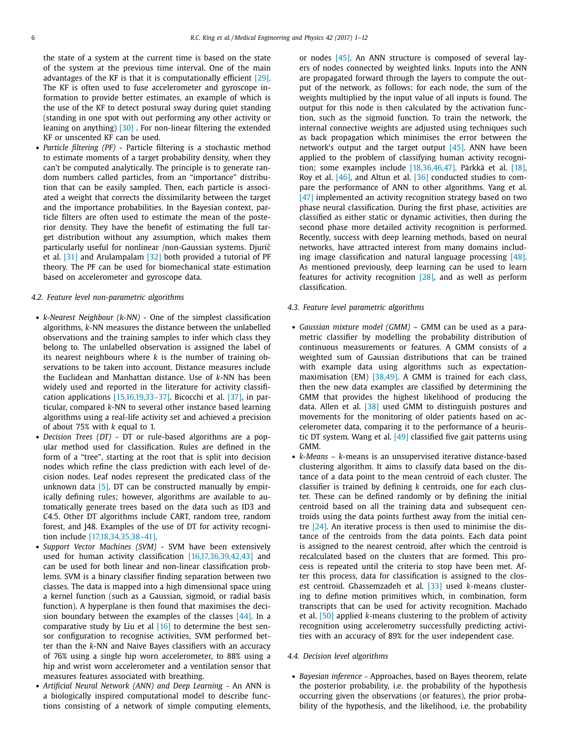the state of a system at the current time is based on the state of the system at the previous time interval. One of the main advantages of the KF is that it is computationally efficient [29]. The KF is often used to fuse accelerometer and gyroscope information to provide better estimates, an example of which is the use of the KF to detect postural sway during quiet standing (standing in one spot with out performing any other activity or leaning on anything) [30] . For non-linear filtering the extended KF or unscented KF can be used.

- *Particle filtering (PF)* - Particle filtering is a stochastic method to estimate moments of a target probability density, when they can't be computed analytically. The principle is to generate random numbers called particles, from an "importance" distribution that can be easily sampled. Then, each particle is associated a weight that corrects the dissimilarity between the target and the importance probabilities. In the Bayesian context, particle filters are often used to estimate the mean of the posterior density. They have the benefit of estimating the full target distribution without any assumption, which makes them particularly useful for nonlinear /non-Gaussian systems. Djurić et al. [31] and Arulampalam [32] both provided a tutorial of PF theory. The PF can be used for biomechanical state estimation based on accelerometer and gyroscope data.

### 4.2. Feature level non-parametric algorithms

- *k-Nearest Neighbour (k-NN)* - One of the simplest classification algorithms, *k*-NN measures the distance between the unlabelled observations and the training samples to infer which class they belong to. The unlabelled observation is assigned the label of its nearest neighbours where *k* is the number of training observations to be taken into account. Distance measures include the Euclidean and Manhattan distance. Use of *k*-NN has been widely used and reported in the literature for activity classification applications [15,16,19,33–37]. Bicocchi et al. [37], in particular, compared *k*-NN to several other instance based learning algorithms using a real-life activity set and achieved a precision of about 75% with *k* equal to 1.
- *Decision Trees (DT)* - DT or rule-based algorithms are a popular method used for classification. Rules are defined in the form of a "tree", starting at the root that is split into decision nodes which refine the class prediction with each level of decision nodes. Leaf nodes represent the predicated class of the unknown data [5]. DT can be constructed manually by empirically defining rules; however, algorithms are available to automatically generate trees based on the data such as ID3 and C4.5. Other DT algorithms include CART, random tree, random forest, and J48. Examples of the use of DT for activity recognition include [17,18,34,35,38–41].
- *Support Vector Machines (SVM)* - SVM have been extensively used for human activity classification [16,17,36,39,42,43] and can be used for both linear and non-linear classification problems. SVM is a binary classifier finding separation between two classes. The data is mapped into a high dimensional space using a kernel function (such as a Gaussian, sigmoid, or radial basis function). A hyperplane is then found that maximises the decision boundary between the examples of the classes [44]. In a comparative study by Liu et al [16] to determine the best sensor configuration to recognise activities, SVM performed better than the *k*-NN and Naive Bayes classifiers with an accuracy of 76% using a single hip worn accelerometer, to 88% using a hip and wrist worn accelerometer and a ventilation sensor that measures features associated with breathing.
- *Artificial Neural Network (ANN) and Deep Learning* - An ANN is a biologically inspired computational model to describe functions consisting of a network of simple computing elements, or nodes [45]. An ANN structure is composed of several layers of nodes connected by weighted links. Inputs into the ANN are propagated forward through the layers to compute the output of the network, as follows: for each node, the sum of the weights multiplied by the input value of all inputs is found. The output for this node is then calculated by the activation function, such as the sigmoid function. To train the network, the internal connective weights are adjusted using techniques such as back propagation which minimises the error between the network's output and the target output [45]. ANN have been applied to the problem of classifying human activity recognition; some examples include [18,36,46,47]. Pärkkä et al. [18], Roy et al. [46], and Altun et al. [36] conducted studies to compare the performance of ANN to other algorithms. Yang et al. [47] implemented an activity recognition strategy based on two phase neural classification. During the first phase, activities are classified as either static or dynamic activities, then during the second phase more detailed activity recognition is performed. Recently, success with deep learning methods, based on neural networks, have attracted interest from many domains including image classification and natural language processing [48]. As mentioned previously, deep learning can be used to learn features for activity recognition [28], and as well as perform classification.

### 4.3. Feature level parametric algorithms

- *Gaussian mixture model (GMM)* – GMM can be used as a parametric classifier by modelling the probability distribution of continuous measurements or features. A GMM consists of a weighted sum of Gaussian distributions that can be trained with example data using algorithms such as expectation-maximisation (EM) [38,49]. A GMM is trained for each class, then the new data examples are classified by determining the GMM that provides the highest likelihood of producing the data. Allen et al. [38] used GMM to distinguish postures and movements for the monitoring of older patients based on accelerometer data, comparing it to the performance of a heuristic DT system. Wang et al. [49] classified five gait patterns using GMM.
- *k-Means* – *k*-means is an unsupervised iterative distance-based clustering algorithm. It aims to classify data based on the distance of a data point to the mean centroid of each cluster. The classifier is trained by defining *k* centroids, one for each cluster. These can be defined randomly or by defining the initial centroid based on all the training data and subsequent centroids using the data points furthest away from the initial centre [24]. An iterative process is then used to minimise the distance of the centroids from the data points. Each data point is assigned to the nearest centroid, after which the centroid is recalculated based on the clusters that are formed. This process is repeated until the criteria to stop have been met. After this process, data for classification is assigned to the closest centroid. Ghassemzadeh et al. [33] used *k*-means clustering to define motion primitives which, in combination, form transcripts that can be used for activity recognition. Machado et al. [50] applied *k*-means clustering to the problem of activity recognition using accelerometry successfully predicting activities with an accuracy of 89% for the user independent case.

### 4.4. Decision level algorithms

- *Bayesian inference* - Approaches, based on Bayes theorem, relate the posterior probability, i.e. the probability of the hypothesis occurring given the observations (or features), the prior probability of the hypothesis, and the likelihood, i.e. the probability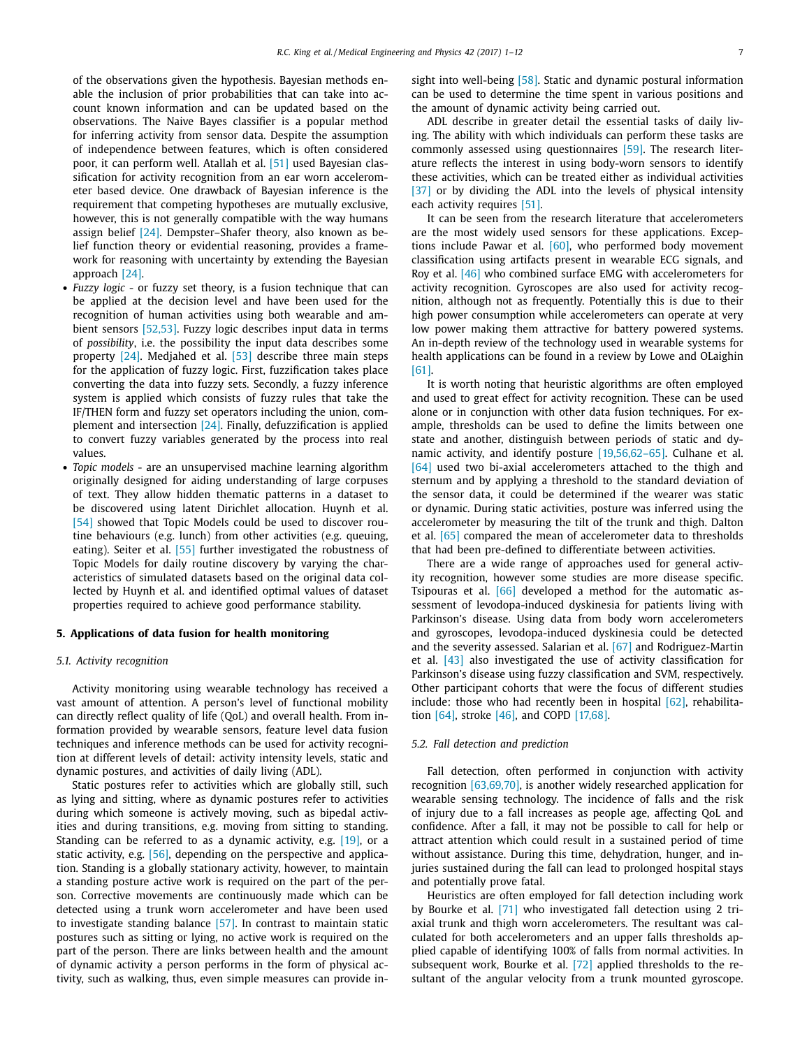of the observations given the hypothesis. Bayesian methods enable the inclusion of prior probabilities that can take into account known information and can be updated based on the observations. The Naive Bayes classifier is a popular method for inferring activity from sensor data. Despite the assumption of independence between features, which is often considered poor, it can perform well. Atallah et al. [51] used Bayesian classification for activity recognition from an ear worn accelerometer based device. One drawback of Bayesian inference is the requirement that competing hypotheses are mutually exclusive, however, this is not generally compatible with the way humans assign belief [24]. Dempster–Shafer theory, also known as belief function theory or evidential reasoning, provides a framework for reasoning with uncertainty by extending the Bayesian approach [24].

- *Fuzzy logic* - or fuzzy set theory, is a fusion technique that can be applied at the decision level and have been used for the recognition of human activities using both wearable and ambient sensors [52,53]. Fuzzy logic describes input data in terms of *possibility*, i.e. the possibility the input data describes some property [24]. Medjahed et al. [53] describe three main steps for the application of fuzzy logic. First, fuzzification takes place converting the data into fuzzy sets. Secondly, a fuzzy inference system is applied which consists of fuzzy rules that take the IF/THEN form and fuzzy set operators including the union, complement and intersection [24]. Finally, defuzzification is applied to convert fuzzy variables generated by the process into real values.
- *Topic models* - are an unsupervised machine learning algorithm originally designed for aiding understanding of large corpuses of text. They allow hidden thematic patterns in a dataset to be discovered using latent Dirichlet allocation. Huynh et al. [54] showed that Topic Models could be used to discover routine behaviours (e.g. lunch) from other activities (e.g. queuing, eating). Seiter et al. [55] further investigated the robustness of Topic Models for daily routine discovery by varying the characteristics of simulated datasets based on the original data collected by Huynh et al. and identified optimal values of dataset properties required to achieve good performance stability.

## 5. Applications of data fusion for health monitoring

### 5.1. Activity recognition

Activity monitoring using wearable technology has received a vast amount of attention. A person's level of functional mobility can directly reflect quality of life (QoL) and overall health. From information provided by wearable sensors, feature level data fusion techniques and inference methods can be used for activity recognition at different levels of detail: activity intensity levels, static and dynamic postures, and activities of daily living (ADL).

Static postures refer to activities which are globally still, such as lying and sitting, where as dynamic postures refer to activities during which someone is actively moving, such as bipedal activities and during transitions, e.g. moving from sitting to standing. Standing can be referred to as a dynamic activity, e.g. [19], or a static activity, e.g. [56], depending on the perspective and application. Standing is a globally stationary activity, however, to maintain a standing posture active work is required on the part of the person. Corrective movements are continuously made which can be detected using a trunk worn accelerometer and have been used to investigate standing balance [57]. In contrast to maintain static postures such as sitting or lying, no active work is required on the part of the person. There are links between health and the amount of dynamic activity a person performs in the form of physical activity, such as walking, thus, even simple measures can provide insight into well-being [58]. Static and dynamic postural information can be used to determine the time spent in various positions and the amount of dynamic activity being carried out.

ADL describe in greater detail the essential tasks of daily living. The ability with which individuals can perform these tasks are commonly assessed using questionnaires [59]. The research literature reflects the interest in using body-worn sensors to identify these activities, which can be treated either as individual activities [37] or by dividing the ADL into the levels of physical intensity each activity requires [51].

It can be seen from the research literature that accelerometers are the most widely used sensors for these applications. Exceptions include Pawar et al. [60], who performed body movement classification using artifacts present in wearable ECG signals, and Roy et al. [46] who combined surface EMG with accelerometers for activity recognition. Gyroscopes are also used for activity recognition, although not as frequently. Potentially this is due to their high power consumption while accelerometers can operate at very low power making them attractive for battery powered systems. An in-depth review of the technology used in wearable systems for health applications can be found in a review by Lowe and OLaighin [61].

It is worth noting that heuristic algorithms are often employed and used to great effect for activity recognition. These can be used alone or in conjunction with other data fusion techniques. For example, thresholds can be used to define the limits between one state and another, distinguish between periods of static and dynamic activity, and identify posture [19,56,62–65]. Culhane et al. [64] used two bi-axial accelerometers attached to the thigh and sternum and by applying a threshold to the standard deviation of the sensor data, it could be determined if the wearer was static or dynamic. During static activities, posture was inferred using the accelerometer by measuring the tilt of the trunk and thigh. Dalton et al. [65] compared the mean of accelerometer data to thresholds that had been pre-defined to differentiate between activities.

There are a wide range of approaches used for general activity recognition, however some studies are more disease specific. Tsipouras et al. [66] developed a method for the automatic assessment of levodopa-induced dyskinesia for patients living with Parkinson's disease. Using data from body worn accelerometers and gyroscopes, levodopa-induced dyskinesia could be detected and the severity assessed. Salarian et al. [67] and Rodriguez-Martin et al. [43] also investigated the use of activity classification for Parkinson's disease using fuzzy classification and SVM, respectively. Other participant cohorts that were the focus of different studies include: those who had recently been in hospital [62], rehabilitation [64], stroke [46], and COPD [17,68].

### 5.2. Fall detection and prediction

Fall detection, often performed in conjunction with activity recognition [63,69,70], is another widely researched application for wearable sensing technology. The incidence of falls and the risk of injury due to a fall increases as people age, affecting QoL and confidence. After a fall, it may not be possible to call for help or attract attention which could result in a sustained period of time without assistance. During this time, dehydration, hunger, and injuries sustained during the fall can lead to prolonged hospital stays and potentially prove fatal.

Heuristics are often employed for fall detection including work by Bourke et al. [71] who investigated fall detection using 2 tri-axial trunk and thigh worn accelerometers. The resultant was calculated for both accelerometers and an upper falls thresholds applied capable of identifying 100% of falls from normal activities. In subsequent work, Bourke et al. [72] applied thresholds to the resultant of the angular velocity from a trunk mounted gyroscope.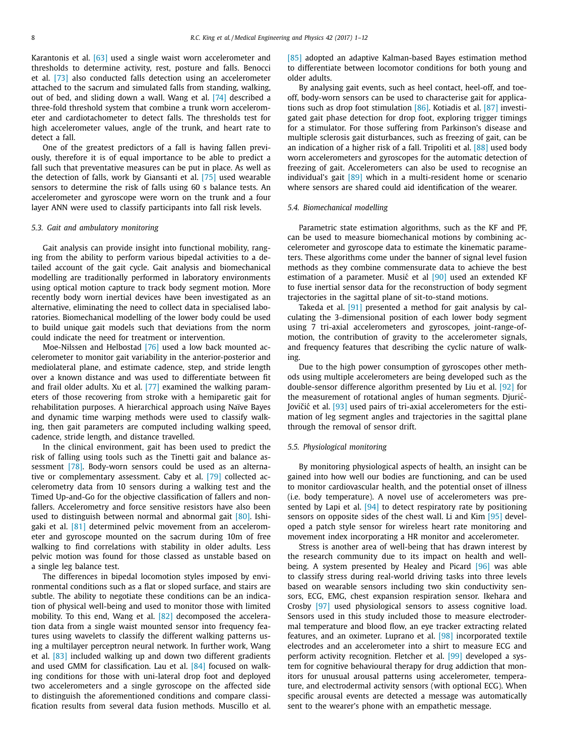Karantonis et al. [63] used a single waist worn accelerometer and thresholds to determine activity, rest, posture and falls. Benocci et al. [73] also conducted falls detection using an accelerometer attached to the sacrum and simulated falls from standing, walking, out of bed, and sliding down a wall. Wang et al. [74] described a three-fold threshold system that combine a trunk worn accelerometer and cardiotachometer to detect falls. The thresholds test for high accelerometer values, angle of the trunk, and heart rate to detect a fall.

One of the greatest predictors of a fall is having fallen previously, therefore it is of equal importance to be able to predict a fall such that preventative measures can be put in place. As well as the detection of falls, work by Giansanti et al. [75] used wearable sensors to determine the risk of falls using 60 s balance tests. An accelerometer and gyroscope were worn on the trunk and a four layer ANN were used to classify participants into fall risk levels.

### 5.3. Gait and ambulatory monitoring

Gait analysis can provide insight into functional mobility, ranging from the ability to perform various bipedal activities to a detailed account of the gait cycle. Gait analysis and biomechanical modelling are traditionally performed in laboratory environments using optical motion capture to track body segment motion. More recently body worn inertial devices have been investigated as an alternative, eliminating the need to collect data in specialised laboratories. Biomechanical modelling of the lower body could be used to build unique gait models such that deviations from the norm could indicate the need for treatment or intervention.

Moe-Nilssen and Helbostad [76] used a low back mounted accelerometer to monitor gait variability in the anterior-posterior and mediolateral plane, and estimate cadence, step, and stride length over a known distance and was used to differentiate between fit and frail older adults. Xu et al. [77] examined the walking parameters of those recovering from stroke with a hemiparetic gait for rehabilitation purposes. A hierarchical approach using Naïve Bayes and dynamic time warping methods were used to classify walking, then gait parameters are computed including walking speed, cadence, stride length, and distance travelled.

In the clinical environment, gait has been used to predict the risk of falling using tools such as the Tinetti gait and balance assessment [78]. Body-worn sensors could be used as an alternative or complementary assessment. Caby et al. [79] collected accelerometry data from 10 sensors during a walking test and the Timed Up-and-Go for the objective classification of fallers and non-fallers. Accelerometry and force sensitive resistors have also been used to distinguish between normal and abnormal gait [80]. Ishigaki et al. [81] determined pelvic movement from an accelerometer and gyroscope mounted on the sacrum during 10m of free walking to find correlations with stability in older adults. Less pelvic motion was found for those classed as unstable based on a single leg balance test.

The differences in bipedal locomotion styles imposed by environmental conditions such as a flat or sloped surface, and stairs are subtle. The ability to negotiate these conditions can be an indication of physical well-being and used to monitor those with limited mobility. To this end, Wang et al. [82] decomposed the acceleration data from a single waist mounted sensor into frequency features using wavelets to classify the different walking patterns using a multilayer perceptron neural network. In further work, Wang et al. [83] included walking up and down two different gradients and used GMM for classification. Lau et al. [84] focused on walking conditions for those with uni-lateral drop foot and deployed two accelerometers and a single gyroscope on the affected side to distinguish the aforementioned conditions and compare classification results from several data fusion methods. Muscillo et al. [85] adopted an adaptive Kalman-based Bayes estimation method to differentiate between locomotor conditions for both young and older adults.

By analysing gait events, such as heel contact, heel-off, and toe-off, body-worn sensors can be used to characterise gait for applications such as drop foot stimulation [86]. Kotiadis et al. [87] investigated gait phase detection for drop foot, exploring trigger timings for a stimulator. For those suffering from Parkinson's disease and multiple sclerosis gait disturbances, such as freezing of gait, can be an indication of a higher risk of a fall. Tripoliti et al. [88] used body worn accelerometers and gyroscopes for the automatic detection of freezing of gait. Accelerometers can also be used to recognise an individual's gait [89] which in a multi-resident home or scenario where sensors are shared could aid identification of the wearer.

### 5.4. Biomechanical modelling

Parametric state estimation algorithms, such as the KF and PF, can be used to measure biomechanical motions by combining accelerometer and gyroscope data to estimate the kinematic parameters. These algorithms come under the banner of signal level fusion methods as they combine commensurate data to achieve the best estimation of a parameter. Musić et al [90] used an extended KF to fuse inertial sensor data for the reconstruction of body segment trajectories in the sagittal plane of sit-to-stand motions.

Takeda et al. [91] presented a method for gait analysis by calculating the 3-dimensional position of each lower body segment using 7 tri-axial accelerometers and gyroscopes, joint-range-of-motion, the contribution of gravity to the accelerometer signals, and frequency features that describing the cyclic nature of walking.

Due to the high power consumption of gyroscopes other methods using multiple accelerometers are being developed such as the double-sensor difference algorithm presented by Liu et al. [92] for the measurement of rotational angles of human segments. Djurić-Jovičić et al. [93] used pairs of tri-axial accelerometers for the estimation of leg segment angles and trajectories in the sagittal plane through the removal of sensor drift.

### 5.5. Physiological monitoring

By monitoring physiological aspects of health, an insight can be gained into how well our bodies are functioning, and can be used to monitor cardiovascular health, and the potential onset of illness (i.e. body temperature). A novel use of accelerometers was presented by Lapi et al. [94] to detect respiratory rate by positioning sensors on opposite sides of the chest wall. Li and Kim [95] developed a patch style sensor for wireless heart rate monitoring and movement index incorporating a HR monitor and accelerometer.

Stress is another area of well-being that has drawn interest by the research community due to its impact on health and well-being. A system presented by Healey and Picard [96] was able to classify stress during real-world driving tasks into three levels based on wearable sensors including two skin conductivity sensors, ECG, EMG, chest expansion respiration sensor. Ikehara and Crosby [97] used physiological sensors to assess cognitive load. Sensors used in this study included those to measure electrodermal temperature and blood flow, an eye tracker extracting related features, and an oximeter. Luprano et al. [98] incorporated textile electrodes and an accelerometer into a shirt to measure ECG and perform activity recognition. Fletcher et al. [99] developed a system for cognitive behavioural therapy for drug addiction that monitors for unusual arousal patterns using accelerometer, temperature, and electrodermal activity sensors (with optional ECG). When specific arousal events are detected a message was automatically sent to the wearer's phone with an empathetic message.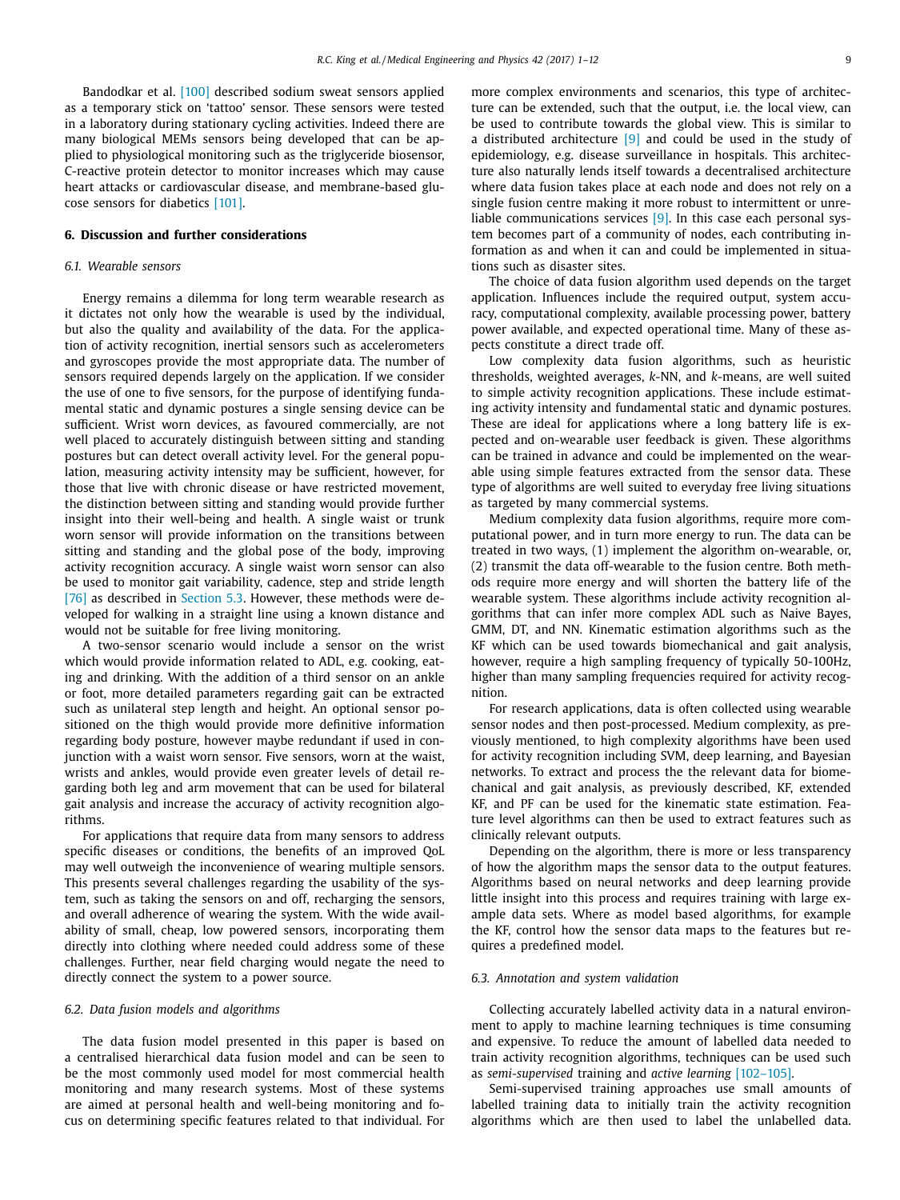Bandodkar et al. [100] described sodium sweat sensors applied as a temporary stick on 'tattoo' sensor. These sensors were tested in a laboratory during stationary cycling activities. Indeed there are many biological MEMs sensors being developed that can be applied to physiological monitoring such as the triglyceride biosensor, C-reactive protein detector to monitor increases which may cause heart attacks or cardiovascular disease, and membrane-based glucose sensors for diabetics [101].

## 6. Discussion and further considerations

### 6.1. Wearable sensors

Energy remains a dilemma for long term wearable research as it dictates not only how the wearable is used by the individual, but also the quality and availability of the data. For the application of activity recognition, inertial sensors such as accelerometers and gyroscopes provide the most appropriate data. The number of sensors required depends largely on the application. If we consider the use of one to five sensors, for the purpose of identifying fundamental static and dynamic postures a single sensing device can be sufficient. Wrist worn devices, as favoured commercially, are not well placed to accurately distinguish between sitting and standing postures but can detect overall activity level. For the general population, measuring activity intensity may be sufficient, however, for those that live with chronic disease or have restricted movement, the distinction between sitting and standing would provide further insight into their well-being and health. A single waist or trunk worn sensor will provide information on the transitions between sitting and standing and the global pose of the body, improving activity recognition accuracy. A single waist worn sensor can also be used to monitor gait variability, cadence, step and stride length [76] as described in Section 5.3. However, these methods were developed for walking in a straight line using a known distance and would not be suitable for free living monitoring.

A two-sensor scenario would include a sensor on the wrist which would provide information related to ADL, e.g. cooking, eating and drinking. With the addition of a third sensor on an ankle or foot, more detailed parameters regarding gait can be extracted such as unilateral step length and height. An optional sensor positioned on the thigh would provide more definitive information regarding body posture, however maybe redundant if used in conjunction with a waist worn sensor. Five sensors, worn at the waist, wrists and ankles, would provide even greater levels of detail regarding both leg and arm movement that can be used for bilateral gait analysis and increase the accuracy of activity recognition algorithms.

For applications that require data from many sensors to address specific diseases or conditions, the benefits of an improved QoL may well outweigh the inconvenience of wearing multiple sensors. This presents several challenges regarding the usability of the system, such as taking the sensors on and off, recharging the sensors, and overall adherence of wearing the system. With the wide availability of small, cheap, low powered sensors, incorporating them directly into clothing where needed could address some of these challenges. Further, near field charging would negate the need to directly connect the system to a power source.

### 6.2. Data fusion models and algorithms

The data fusion model presented in this paper is based on a centralised hierarchical data fusion model and can be seen to be the most commonly used model for most commercial health monitoring and many research systems. Most of these systems are aimed at personal health and well-being monitoring and focus on determining specific features related to that individual. For more complex environments and scenarios, this type of architecture can be extended, such that the output, i.e. the local view, can be used to contribute towards the global view. This is similar to a distributed architecture [9] and could be used in the study of epidemiology, e.g. disease surveillance in hospitals. This architecture also naturally lends itself towards a decentralised architecture where data fusion takes place at each node and does not rely on a single fusion centre making it more robust to intermittent or unreliable communications services [9]. In this case each personal system becomes part of a community of nodes, each contributing information as and when it can and could be implemented in situations such as disaster sites.

The choice of data fusion algorithm used depends on the target application. Influences include the required output, system accuracy, computational complexity, available processing power, battery power available, and expected operational time. Many of these aspects constitute a direct trade off.

Low complexity data fusion algorithms, such as heuristic thresholds, weighted averages, *k*-NN, and *k*-means, are well suited to simple activity recognition applications. These include estimating activity intensity and fundamental static and dynamic postures. These are ideal for applications where a long battery life is expected and on-wearable user feedback is given. These algorithms can be trained in advance and could be implemented on the wearable using simple features extracted from the sensor data. These type of algorithms are well suited to everyday free living situations as targeted by many commercial systems.

Medium complexity data fusion algorithms, require more computational power, and in turn more energy to run. The data can be treated in two ways, (1) implement the algorithm on-wearable, or, (2) transmit the data off-wearable to the fusion centre. Both methods require more energy and will shorten the battery life of the wearable system. These algorithms include activity recognition algorithms that can infer more complex ADL such as Naive Bayes, GMM, DT, and NN. Kinematic estimation algorithms such as the KF which can be used towards biomechanical and gait analysis, however, require a high sampling frequency of typically 50-100Hz, higher than many sampling frequencies required for activity recognition.

For research applications, data is often collected using wearable sensor nodes and then post-processed. Medium complexity, as previously mentioned, to high complexity algorithms have been used for activity recognition including SVM, deep learning, and Bayesian networks. To extract and process the the relevant data for biomechanical and gait analysis, as previously described, KF, extended KF, and PF can be used for the kinematic state estimation. Feature level algorithms can then be used to extract features such as clinically relevant outputs.

Depending on the algorithm, there is more or less transparency of how the algorithm maps the sensor data to the output features. Algorithms based on neural networks and deep learning provide little insight into this process and requires training with large example data sets. Where as model based algorithms, for example the KF, control how the sensor data maps to the features but requires a predefined model.

### 6.3. Annotation and system validation

Collecting accurately labelled activity data in a natural environment to apply to machine learning techniques is time consuming and expensive. To reduce the amount of labelled data needed to train activity recognition algorithms, techniques can be used such as *semi-supervised* training and *active learning* [102–105].

Semi-supervised training approaches use small amounts of labelled training data to initially train the activity recognition algorithms which are then used to label the unlabelled data.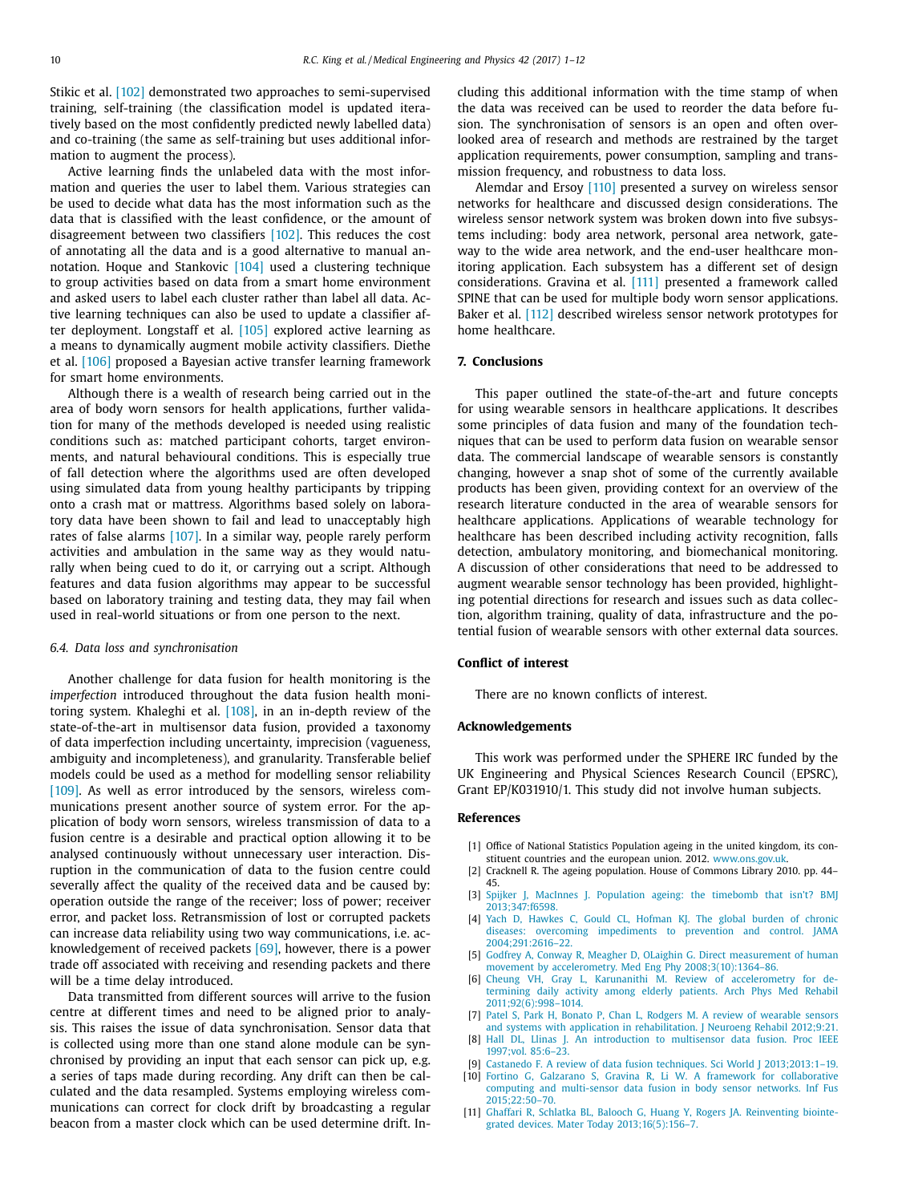Stikic et al. [102] demonstrated two approaches to semi-supervised training, self-training (the classification model is updated iteratively based on the most confidently predicted newly labelled data) and co-training (the same as self-training but uses additional information to augment the process).

Active learning finds the unlabeled data with the most information and queries the user to label them. Various strategies can be used to decide what data has the most information such as the data that is classified with the least confidence, or the amount of disagreement between two classifiers [102]. This reduces the cost of annotating all the data and is a good alternative to manual annotation. Hoque and Stankovic [104] used a clustering technique to group activities based on data from a smart home environment and asked users to label each cluster rather than label all data. Active learning techniques can also be used to update a classifier after deployment. Longstaff et al. [105] explored active learning as a means to dynamically augment mobile activity classifiers. Diethe et al. [106] proposed a Bayesian active transfer learning framework for smart home environments.

Although there is a wealth of research being carried out in the area of body worn sensors for health applications, further validation for many of the methods developed is needed using realistic conditions such as: matched participant cohorts, target environments, and natural behavioural conditions. This is especially true of fall detection where the algorithms used are often developed using simulated data from young healthy participants by tripping onto a crash mat or mattress. Algorithms based solely on laboratory data have been shown to fail and lead to unacceptably high rates of false alarms [107]. In a similar way, people rarely perform activities and ambulation in the same way as they would naturally when being cued to do it, or carrying out a script. Although features and data fusion algorithms may appear to be successful based on laboratory training and testing data, they may fail when used in real-world situations or from one person to the next.

### 6.4. Data loss and synchronisation

Another challenge for data fusion for health monitoring is the *imperfection* introduced throughout the data fusion health monitoring system. Khaleghi et al. [108], in an in-depth review of the state-of-the-art in multisensor data fusion, provided a taxonomy of data imperfection including uncertainty, imprecision (vagueness, ambiguity and incompleteness), and granularity. Transferable belief models could be used as a method for modelling sensor reliability [109]. As well as error introduced by the sensors, wireless communications present another source of system error. For the application of body worn sensors, wireless transmission of data to a fusion centre is a desirable and practical option allowing it to be analysed continuously without unnecessary user interaction. Disruption in the communication of data to the fusion centre could severally affect the quality of the received data and be caused by: operation outside the range of the receiver; loss of power; receiver error, and packet loss. Retransmission of lost or corrupted packets can increase data reliability using two way communications, i.e. acknowledgement of received packets [69], however, there is a power trade off associated with receiving and resending packets and there will be a time delay introduced.

Data transmitted from different sources will arrive to the fusion centre at different times and need to be aligned prior to analysis. This raises the issue of data synchronisation. Sensor data that is collected using more than one stand alone module can be synchronised by providing an input that each sensor can pick up, e.g. a series of taps made during recording. Any drift can then be calculated and the data resampled. Systems employing wireless communications can correct for clock drift by broadcasting a regular beacon from a master clock which can be used determine drift. Including this additional information with the time stamp of when the data was received can be used to reorder the data before fusion. The synchronisation of sensors is an open and often overlooked area of research and methods are restrained by the target application requirements, power consumption, sampling and transmission frequency, and robustness to data loss.

Alemdar and Ersoy [110] presented a survey on wireless sensor networks for healthcare and discussed design considerations. The wireless sensor network system was broken down into five subsystems including: body area network, personal area network, gateway to the wide area network, and the end-user healthcare monitoring application. Each subsystem has a different set of design considerations. Gravina et al. [111] presented a framework called SPINE that can be used for multiple body worn sensor applications. Baker et al. [112] described wireless sensor network prototypes for home healthcare.

## 7. Conclusions

This paper outlined the state-of-the-art and future concepts for using wearable sensors in healthcare applications. It describes some principles of data fusion and many of the foundation techniques that can be used to perform data fusion on wearable sensor data. The commercial landscape of wearable sensors is constantly changing, however a snap shot of some of the currently available products has been given, providing context for an overview of the research literature conducted in the area of wearable sensors for healthcare applications. Applications of wearable technology for healthcare has been described including activity recognition, falls detection, ambulatory monitoring, and biomechanical monitoring. A discussion of other considerations that need to be addressed to augment wearable sensor technology has been provided, highlighting potential directions for research and issues such as data collection, algorithm training, quality of data, infrastructure and the potential fusion of wearable sensors with other external data sources.

## Conflict of interest

There are no known conflicts of interest.

## Acknowledgements

This work was performed under the SPHERE IRC funded by the UK Engineering and Physical Sciences Research Council (EPSRC), Grant EP/K031910/1. This study did not involve human subjects.

## References

[1] Office of National Statistics Population ageing in the united kingdom, its constituent countries and the european union. 2012. www.ons.gov.uk.

[2] Cracknell R. The ageing population. House of Commons Library 2010. pp. 44–45.

[3] Spijker J, MacInnes J. Population ageing: the timebomb that isn't? BMJ 2013;347:f6598.

[4] Yach D, Hawkes C, Gould CL, Hofman KJ. The global burden of chronic diseases: overcoming impediments to prevention and control. JAMA 2004;291:2616–22.

[5] Godfrey A, Conway R, Meagher D, OLaighin G. Direct measurement of human movement by accelerometry. Med Eng Phy 2008;3(10):1364–86.

[6] Cheung VH, Gray L, Karunanithi M. Review of accelerometry for determining daily activity among elderly patients. Arch Phys Med Rehabil 2011;92(6):998–1014.

[7] Patel S, Park H, Bonato P, Chan L, Rodgers M. A review of wearable sensors and systems with application in rehabilitation. J Neuroeng Rehabil 2012;9:21.

[8] Hall DL, Llinas J. An introduction to multisensor data fusion. Proc IEEE 1997;vol. 85:6–23.

[9] Castanedo F. A review of data fusion techniques. Sci World J 2013;2013:1–19.

[10] Fortino G, Galzarano S, Gravina R, Li W. A framework for collaborative computing and multi-sensor data fusion in body sensor networks. Inf Fus 2015;22:50–70.

[11] Ghaffari R, Schlatka BL, Balooch G, Huang Y, Rogers JA. Reinventing biointegrated devices. Mater Today 2013;16(5):156–7.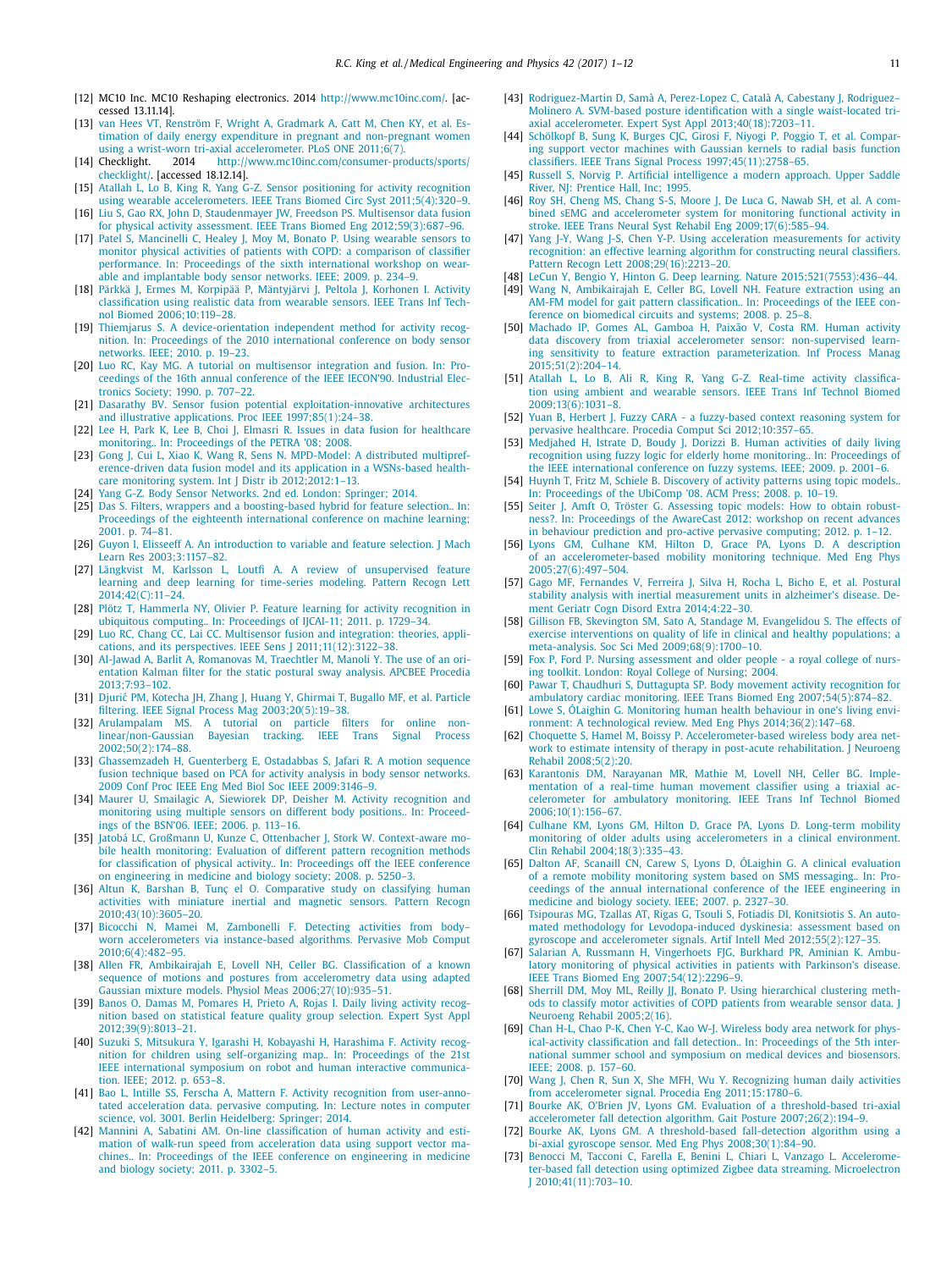[12] MC10 Inc. MC10 Reshaping electronics. 2014 http://www.mc10inc.com/. [accessed 13.11.14].

[13] van Hees VT, Renström F, Wright A, Gradmark A, Catt M, Chen KY, et al. Estimation of daily energy expenditure in pregnant and non-pregnant women using a wrist-worn tri-axial accelerometer. PLoS ONE 2011;6(7).

[14] Checklight. 2014 http://www.mc10inc.com/consumer-products/sports/checklight/. [accessed 18.12.14].

[15] Atallah L, Lo B, King R, Yang G-Z. Sensor positioning for activity recognition using wearable accelerometers. IEEE Trans Biomed Circ Syst 2011;5(4):320–9.

[16] Liu S, Gao RX, John D, Staudenmayer JW, Freedson PS. Multisensor data fusion for physical activity assessment. IEEE Trans Biomed Eng 2012;59(3):687–96.

[17] Patel S, Mancinelli C, Healey J, Moy M, Bonato P. Using wearable sensors to monitor physical activities of patients with COPD: a comparison of classifier performance. In: Proceedings of the sixth international workshop on wearable and implantable body sensor networks. IEEE; 2009. p. 234–9.

[18] Pärkkä J, Ermes M, Korpipää P, Mäntyjärvi J, Peltola J, Korhonen I. Activity classification using realistic data from wearable sensors. IEEE Trans Inf Technol Biomed 2006;10:119–28.

[19] Thiemjarus S. A device-orientation independent method for activity recognition. In: Proceedings of the 2010 international conference on body sensor networks. IEEE; 2010. p. 19–23.

[20] Luo RC, Kay MG. A tutorial on multisensor integration and fusion. In: Proceedings of the 16th annual conference of the IEEE IECON'90. Industrial Electronics Society; 1990. p. 707–22.

[21] Dasarathy BV. Sensor fusion potential exploitation-innovative architectures and illustrative applications. Proc IEEE 1997;85(1):24–38.

[22] Lee H, Park K, Lee B, Choi J, Elmasri R. Issues in data fusion for healthcare monitoring.. In: Proceedings of the PETRA '08; 2008.

[23] Gong J, Cui L, Xiao K, Wang R, Sens N. MPD-Model: A distributed multipreference-driven data fusion model and its application in a WSNs-based healthcare monitoring system. Int J Distr ib 2012;2012:1–13.

[24] Yang G-Z. Body Sensor Networks. 2nd ed. London: Springer; 2014.

[25] Das S. Filters, wrappers and a boosting-based hybrid for feature selection.. In: Proceedings of the eighteenth international conference on machine learning; 2001. p. 74–81.

[26] Guyon I, Elisseeff A. An introduction to variable and feature selection. J Mach Learn Res 2003;3:1157–82.

[27] Längkvist M, Karlsson L, Loutfi A. A review of unsupervised feature learning and deep learning for time-series modeling. Pattern Recogn Lett 2014;42(C):11–24.

[28] Plötz T, Hammerla NY, Olivier P. Feature learning for activity recognition in ubiquitous computing.. In: Proceedings of IJCAI-11; 2011. p. 1729–34.

[29] Luo RC, Chang CC, Lai CC. Multisensor fusion and integration: theories, applications, and its perspectives. IEEE Sens J 2011;11(12):3122–38.

[30] Al-Jawad A, Barlit A, Romanovas M, Traechtler M, Manoli Y. The use of an orientation Kalman filter for the static postural sway analysis. APCBEE Procedia 2013;7:93–102.

[31] Djurić PM, Kotecha JH, Zhang J, Huang Y, Ghirmai T, Bugallo MF, et al. Particle filtering. IEEE Signal Process Mag 2003;20(5):19–38.

[32] Arulampalam MS. A tutorial on particle filters for online non-linear/non-Gaussian Bayesian tracking. IEEE Trans Signal Process 2002;50(2):174–88.

[33] Ghassemzadeh H, Guenterberg E, Ostadabbas S, Jafari R. A motion sequence fusion technique based on PCA for activity analysis in body sensor networks. 2009 Conf Proc IEEE Eng Med Biol Soc IEEE 2009:3146–9.

[34] Maurer U, Smailagic A, Siewiorek DP, Deisher M. Activity recognition and monitoring using multiple sensors on different body positions.. In: Proceedings of the BSN'06. IEEE; 2006. p. 113–16.

[35] Jatobá LC, Großmann U, Kunze C, Ottenbacher J, Stork W. Context-aware mobile health monitoring: Evaluation of different pattern recognition methods for classification of physical activity.. In: Proceedings off the IEEE conference on engineering in medicine and biology society; 2008. p. 5250–3.

[36] Altun K, Barshan B, Tunç el O. Comparative study on classifying human activities with miniature inertial and magnetic sensors. Pattern Recogn 2010;43(10):3605–20.

[37] Bicocchi N, Mamei M, Zambonelli F. Detecting activities from body–worn accelerometers via instance-based algorithms. Pervasive Mob Comput 2010;6(4):482–95.

[38] Allen FR, Ambikairajah E, Lovell NH, Celler BG. Classification of a known sequence of motions and postures from accelerometry data using adapted Gaussian mixture models. Physiol Meas 2006;27(10):935–51.

[39] Banos O, Damas M, Pomares H, Prieto A, Rojas I. Daily living activity recognition based on statistical feature quality group selection. Expert Syst Appl 2012;39(9):8013–21.

[40] Suzuki S, Mitsukura Y, Igarashi H, Kobayashi H, Harashima F. Activity recognition for children using self-organizing map.. In: Proceedings of the 21st IEEE international symposium on robot and human interactive communication. IEEE; 2012. p. 653–8.

[41] Bao L, Intille SS, Ferscha A, Mattern F. Activity recognition from user-annotated acceleration data. pervasive computing. In: Lecture notes in computer science, vol. 3001. Berlin Heidelberg: Springer; 2014.

[42] Mannini A, Sabatini AM. On-line classification of human activity and estimation of walk-run speed from acceleration data using support vector machines.. In: Proceedings of the IEEE conference on engineering in medicine and biology society; 2011. p. 3302–5.

[43] Rodriguez-Martin D, Samà A, Perez-Lopez C, Català A, Cabestany J, Rodriguez–Molinero A. SVM-based posture identification with a single waist-located triaxial accelerometer. Expert Syst Appl 2013;40(18):7203–11.

[44] Schölkopf B, Sung K, Burges CJC, Girosi F, Niyogi P, Poggio T, et al. Comparing support vector machines with Gaussian kernels to radial basis function classifiers. IEEE Trans Signal Process 1997;45(11):2758–65.

[45] Russell S, Norvig P. Artificial intelligence a modern approach. Upper Saddle River, NJ: Prentice Hall, Inc; 1995.

[46] Roy SH, Cheng MS, Chang S-S, Moore J, De Luca G, Nawab SH, et al. A combined sEMG and accelerometer system for monitoring functional activity in stroke. IEEE Trans Neural Syst Rehabil Eng 2009;17(6):585–94.

[47] Yang J-Y, Wang J-S, Chen Y-P. Using acceleration measurements for activity recognition: an effective learning algorithm for constructing neural classifiers. Pattern Recogn Lett 2008;29(16):2213–20.

[48] LeCun Y, Bengio Y, Hinton G. Deep learning. Nature 2015;521(7553):436–44.

[49] Wang N, Ambikairajah E, Celler BG, Lovell NH. Feature extraction using an AM-FM model for gait pattern classification.. In: Proceedings of the IEEE conference on biomedical circuits and systems; 2008. p. 25–8.

[50] Machado IP, Gomes AL, Gamboa H, Paixão V, Costa RM. Human activity data discovery from triaxial accelerometer sensor: non-supervised learning sensitivity to feature extraction parameterization. Inf Process Manag 2015;51(2):204–14.

[51] Atallah L, Lo B, Ali R, King R, Yang G-Z. Real-time activity classification using ambient and wearable sensors. IEEE Trans Inf Technol Biomed 2009;13(6):1031–8.

[52] Yuan B, Herbert J. Fuzzy CARA - a fuzzy-based context reasoning system for pervasive healthcare. Procedia Comput Sci 2012;10:357–65.

[53] Medjahed H, Istrate D, Boudy J, Dorizzi B. Human activities of daily living recognition using fuzzy logic for elderly home monitoring.. In: Proceedings of the IEEE international conference on fuzzy systems. IEEE; 2009. p. 2001–6.

[54] Huynh T, Fritz M, Schiele B. Discovery of activity patterns using topic models.. In: Proceedings of the UbiComp '08. ACM Press; 2008. p. 10–19.

[55] Seiter J, Amft O, Tröster G. Assessing topic models: How to obtain robustness?. In: Proceedings of the AwareCast 2012: workshop on recent advances in behaviour prediction and pro-active pervasive computing; 2012. p. 1–12.

[56] Lyons GM, Culhane KM, Hilton D, Grace PA, Lyons D. A description of an accelerometer-based mobility monitoring technique. Med Eng Phys 2005;27(6):497–504.

[57] Gago MF, Fernandes V, Ferreira J, Silva H, Rocha L, Bicho E, et al. Postural stability analysis with inertial measurement units in alzheimer's disease. Dement Geriatr Cogn Disord Extra 2014;4:22–30.

[58] Gillison FB, Skevington SM, Sato A, Standage M, Evangelidou S. The effects of exercise interventions on quality of life in clinical and healthy populations; a meta-analysis. Soc Sci Med 2009;68(9):1700–10.

[59] Fox P, Ford P. Nursing assessment and older people - a royal college of nursing toolkit. London: Royal College of Nursing; 2004.

[60] Pawar T, Chaudhuri S, Duttagupta SP. Body movement activity recognition for ambulatory cardiac monitoring. IEEE Trans Biomed Eng 2007;54(5):874–82.

[61] Lowe S, ÓLaighin G. Monitoring human health behaviour in one's living environment: A technological review. Med Eng Phys 2014;36(2):147–68.

[62] Choquette S, Hamel M, Boissy P. Accelerometer-based wireless body area network to estimate intensity of therapy in post-acute rehabilitation. J Neuroeng Rehabil 2008;5(2):20.

[63] Karantonis DM, Narayanan MR, Mathie M, Lovell NH, Celler BG. Implementation of a real-time human movement classifier using a triaxial accelerometer for ambulatory monitoring. IEEE Trans Inf Technol Biomed 2006;10(1):156–67.

[64] Culhane KM, Lyons GM, Hilton D, Grace PA, Lyons D. Long-term mobility monitoring of older adults using accelerometers in a clinical environment. Clin Rehabil 2004;18(3):335–43.

[65] Dalton AF, Scanaill CN, Carew S, Lyons D, ÓLaighin G. A clinical evaluation of a remote mobility monitoring system based on SMS messaging.. In: Proceedings of the annual international conference of the IEEE engineering in medicine and biology society. IEEE; 2007. p. 2327–30.

[66] Tsipouras MG, Tzallas AT, Rigas G, Tsouli S, Fotiadis DI, Konitsiotis S. An automated methodology for Levodopa-induced dyskinesia: assessment based on gyroscope and accelerometer signals. Artif Intell Med 2012;55(2):127–35.

[67] Salarian A, Russmann H, Vingerhoets FJG, Burkhard PR, Aminian K. Ambulatory monitoring of physical activities in patients with Parkinson's disease. IEEE Trans Biomed Eng 2007;54(12):2296–9.

[68] Sherrill DM, Moy ML, Reilly JJ, Bonato P. Using hierarchical clustering methods to classify motor activities of COPD patients from wearable sensor data. J Neuroeng Rehabil 2005;2(16).

[69] Chan H-L, Chao P-K, Chen Y-C, Kao W-J. Wireless body area network for physical-activity classification and fall detection.. In: Proceedings of the 5th international summer school and symposium on medical devices and biosensors. IEEE; 2008. p. 157–60.

[70] Wang J, Chen R, Sun X, She MFH, Wu Y. Recognizing human daily activities from accelerometer signal. Procedia Eng 2011;15:1780–6.

[71] Bourke AK, O'Brien JV, Lyons GM. Evaluation of a threshold-based tri-axial accelerometer fall detection algorithm. Gait Posture 2007;26(2):194–9.

[72] Bourke AK, Lyons GM. A threshold-based fall-detection algorithm using a bi-axial gyroscope sensor. Med Eng Phys 2008;30(1):84–90.

[73] Benocci M, Tacconi C, Farella E, Benini L, Chiari L, Vanzago L. Accelerometer-based fall detection using optimized Zigbee data streaming. Microelectron J 2010;41(11):703–10.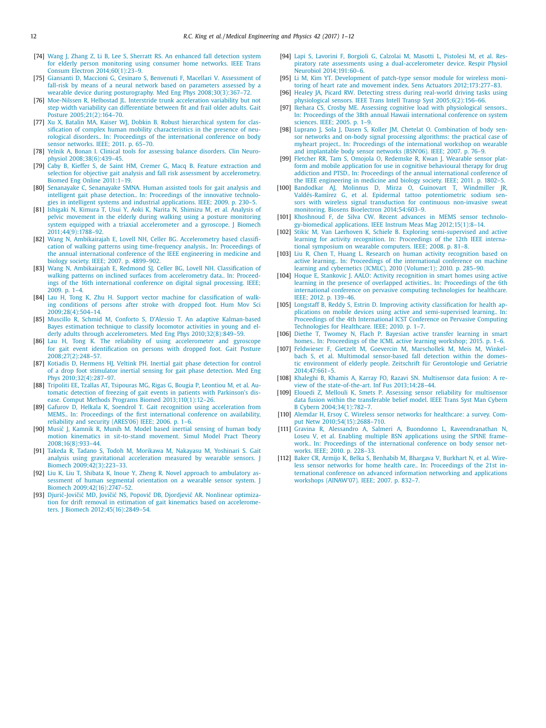[74] Wang J, Zhang Z, Li B, Lee S, Sherratt RS. An enhanced fall detection system for elderly person monitoring using consumer home networks. IEEE Trans Consum Electron 2014;60(1):23–9.

[75] Giansanti D, Maccioni G, Cesinaro S, Benvenuti F, Macellari V. Assessment of fall-risk by means of a neural network based on parameters assessed by a wearable device during posturography. Med Eng Phys 2008;30(3):367–72.

[76] Moe-Nilssen R, Helbostad JL. Interstride trunk acceleration variability but not step width variability can differentiate between fit and frail older adults. Gait Posture 2005;21(2):164–70.

[77] Xu X, Batalin MA, Kaiser WJ, Dobkin B. Robust hierarchical system for classification of complex human mobility characteristics in the presence of neurological disorders.. In: Proceedings of the international conference on body sensor networks. IEEE; 2011. p. 65–70.

[78] Yelnik A, Bonan I. Clinical tools for assessing balance disorders. Clin Neurophysiol 2008;38(6):439–45.

[79] Caby B, Kieffer S, de Saint HM, Cremer G, Macq B. Feature extraction and selection for objective gait analysis and fall risk assessment by accelerometry. Biomed Eng Online 2011:1–19.

[80] Senanayake C, Senanayake SMNA. Human assisted tools for gait analysis and intelligent gait phase detection.. In: Proceedings of the innovative technologies in intelligent systems and industrial applications. IEEE; 2009. p. 230–5.

[81] Ishigaki N, Kimura T, Usui Y, Aoki K, Narita N, Shimizu M, et al. Analysis of pelvic movement in the elderly during walking using a posture monitoring system equipped with a triaxial accelerometer and a gyroscope. J Biomech 2011;44(9):1788–92.

[82] Wang N, Ambikairajah E, Lovell NH, Celler BG. Accelerometry based classification of walking patterns using time-frequency analysis.. In: Proceedings of the annual international conference of the IEEE engineering in medicine and biology society. IEEE; 2007. p. 4899–902.

[83] Wang N, Ambikairajah E, Redmond SJ, Celler BG, Lovell NH. Classification of walking patterns on inclined surfaces from accelerometry data.. In: Proceedings of the 16th international conference on digital signal processing. IEEE; 2009. p. 1–4.

[84] Lau H, Tong K, Zhu H. Support vector machine for classification of walking conditions of persons after stroke with dropped foot. Hum Mov Sci 2009;28(4):504–14.

[85] Muscillo R, Schmid M, Conforto S, D'Alessio T. An adaptive Kalman-based Bayes estimation technique to classify locomotor activities in young and elderly adults through accelerometers. Med Eng Phys 2010;32(8):849–59.

[86] Lau H, Tong K. The reliability of using accelerometer and gyroscope for gait event identification on persons with dropped foot. Gait Posture 2008;27(2):248–57.

[87] Kotiadis D, Hermens HJ, Veltink PH. Inertial gait phase detection for control of a drop foot stimulator inertial sensing for gait phase detection. Med Eng Phys 2010;32(4):287–97.

[88] Tripoliti EE, Tzallas AT, Tsipouras MG, Rigas G, Bougia P, Leontiou M, et al. Automatic detection of freezing of gait events in patients with Parkinson's disease. Comput Methods Programs Biomed 2013;110(1):12–26.

[89] Gafurov D, Helkala K, Soendrol T. Gait recognition using acceleration from MEMS.. In: Proceedings of the first international conference on availability, reliability and security (ARES'06) IEEE; 2006. p. 1–6.

[90] Musić J, Kamnik R, Munih M. Model based inertial sensing of human body motion kinematics in sit-to-stand movement. Simul Model Pract Theory 2008;16(8):933–44.

[91] Takeda R, Tadano S, Todoh M, Morikawa M, Nakayasu M, Yoshinari S. Gait analysis using gravitational acceleration measured by wearable sensors. J Biomech 2009;42(3):223–33.

[92] Liu K, Liu T, Shibata K, Inoue Y, Zheng R. Novel approach to ambulatory assessment of human segmental orientation on a wearable sensor system. J Biomech 2009;42(16):2747–52.

[93] Djurić-Jovičić MD, Jovičić NS, Popović DB, Djordjević AR. Nonlinear optimization for drift removal in estimation of gait kinematics based on accelerometers. J Biomech 2012;45(16):2849–54.

[94] Lapi S, Lavorini F, Borgioli G, Calzolai M, Masotti L, Pistolesi M, et al. Respiratory rate assessments using a dual-accelerometer device. Respir Physiol Neurobiol 2014;191:60–6.

[95] Li M, Kim YT. Development of patch-type sensor module for wireless monitoring of heart rate and movement index. Sens Actuators 2012;173:277–83.

[96] Healey JA, Picard RW. Detecting stress during real-world driving tasks using physiological sensors. IEEE Trans Intell Transp Syst 2005;6(2):156–66.

[97] Ikehara CS, Crosby ME. Assessing cognitive load with physiological sensors.. In: Proceedings of the 38th annual Hawaii international conference on system sciences. IEEE; 2005. p. 1–9.

[98] Luprano J, Sola J, Dasen S, Koller JM, Chetelat O. Combination of body sensor networks and on-body signal processing algorithms: the practical case of myheart project.. In: Proceedings of the international workshop on wearable and implantable body sensor networks (BSN'06). IEEE; 2007. p. 76–9.

[99] Fletcher RR, Tam S, Omojola O, Redemske R, Kwan J. Wearable sensor platform and mobile application for use in cognitive behavioural therapy for drug addiction and PTSD.. In: Proceedings of the annual international conference of the IEEE engineering in medicine and biology society. IEEE; 2011. p. 1802–5.

[100] Bandodkar AJ, Molinnus D, Mirza O, Guinovart T, Windmiller JR, Valdés-Ramírez G, et al. Epidermal tattoo potentiometric sodium sensors with wireless signal transduction for continuous non-invasive sweat monitoring. Biosens Bioelectron 2014;54:603–9.

[101] Khoshnoud F, de Silva CW. Recent advances in MEMS sensor technology-biomedical applications. IEEE Instrum Meas Mag 2012;15(1):8–14.

[102] Stikic M, Van Laerhoven K, Schiele B. Exploring semi-supervised and active learning for activity recognition. In: Proceedings of the 12th IEEE international symposium on wearable computers. IEEE; 2008. p. 81–8.

[103] Liu R, Chen T, Huang L. Research on human activity recognition based on active learning.. In: Proceedings of the international conference on machine learning and cybernetics (ICMLC), 2010 (Volume:1); 2010. p. 285–90.

[104] Hoque E, Stankovic J. AALO: Activity recognition in smart homes using active learning in the presence of overlapped activities.. In: Proceedings of the 6th international conference on pervasive computing technologies for healthcare. IEEE; 2012. p. 139–46.

[105] Longstaff B, Reddy S, Estrin D. Improving activity classification for health applications on mobile devices using active and semi-supervised learning.. In: Proceedings of the 4th International ICST Conference on Pervasive Computing Technologies for Healthcare. IEEE; 2010. p. 1–7.

[106] Diethe T, Twomey N, Flach P. Bayesian active transfer learning in smart homes.. In: Proceedings of the ICML active learning workshop; 2015. p. 1–6.

[107] Feldwieser F, Gietzelt M, Goevercin M, Marschollek M, Meis M, Winkelbach S, et al. Multimodal sensor-based fall detection within the domestic environment of elderly people. Zeitschrift für Gerontologie und Geriatrie 2014;47:661–5.

[108] Khaleghi B, Khamis A, Karray FO, Razavi SN. Multisensor data fusion: A review of the state-of-the-art. Inf Fus 2013;14:28–44.

[109] Elouedi Z, Mellouli K, Smets P. Assessing sensor reliability for multisensor data fusion within the transferable belief model. IEEE Trans Syst Man Cybern B Cybern 2004;34(1):782–7.

[110] Alemdar H, Ersoy C. Wireless sensor networks for healthcare: a survey. Comput Netw 2010;54(15):2688–710.

[111] Gravina R, Alessandro A, Salmeri A, Buondonno L, Raveendranathan N, Loseu V, et al. Enabling multiple BSN applications using the SPINE framework.. In: Proceedings of the international conference on body sensor networks. IEEE; 2010. p. 228–33.

[112] Baker CR, Armijo K, Belka S, Benhabib M, Bhargava V, Burkhart N, et al. Wireless sensor networks for home health care.. In: Proceedings of the 21st international conference on advanced information networking and applications workshops (AINAW'07). IEEE; 2007. p. 832–7.